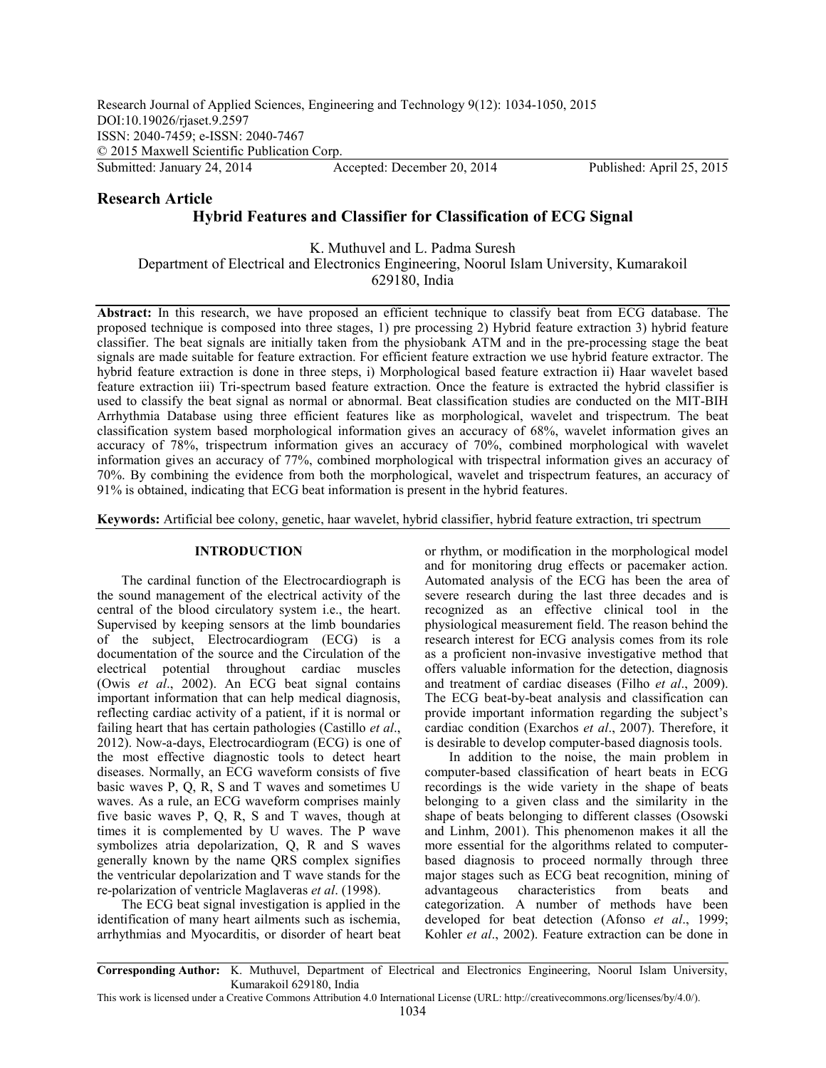Research Journal of Applied Sciences, Engineering and Technology 9(12): 1034-1050, 2015
DOI:10.19026/rjaset.9.2597
ISSN: 2040-7459; e-ISSN: 2040-7467
© 2015 Maxwell Scientific Publication Corp.
Submitted: January 24, 2014 Accepted: December 20, 2014 Published: April 25, 2015

**Research Article**

# Hybrid Features and Classifier for Classification of ECG Signal

K. Muthuvel and L. Padma Suresh
Department of Electrical and Electronics Engineering, Noorul Islam University, Kumarakoil 629180, India

**Abstract:** In this research, we have proposed an efficient technique to classify beat from ECG database. The proposed technique is composed into three stages, 1) pre processing 2) Hybrid feature extraction 3) hybrid feature classifier. The beat signals are initially taken from the physiobank ATM and in the pre-processing stage the beat signals are made suitable for feature extraction. For efficient feature extraction we use hybrid feature extractor. The hybrid feature extraction is done in three steps, i) Morphological based feature extraction ii) Haar wavelet based feature extraction iii) Tri-spectrum based feature extraction. Once the feature is extracted the hybrid classifier is used to classify the beat signal as normal or abnormal. Beat classification studies are conducted on the MIT-BIH Arrhythmia Database using three efficient features like as morphological, wavelet and trispectrum. The beat classification system based morphological information gives an accuracy of 68%, wavelet information gives an accuracy of 78%, trispectrum information gives an accuracy of 70%, combined morphological with wavelet information gives an accuracy of 77%, combined morphological with trispectral information gives an accuracy of 70%. By combining the evidence from both the morphological, wavelet and trispectrum features, an accuracy of 91% is obtained, indicating that ECG beat information is present in the hybrid features.

**Keywords:** Artificial bee colony, genetic, haar wavelet, hybrid classifier, hybrid feature extraction, tri spectrum

## INTRODUCTION

The cardinal function of the Electrocardiograph is the sound management of the electrical activity of the central of the blood circulatory system i.e., the heart. Supervised by keeping sensors at the limb boundaries of the subject, Electrocardiogram (ECG) is a documentation of the source and the Circulation of the electrical potential throughout cardiac muscles (Owis *et al*., 2002). An ECG beat signal contains important information that can help medical diagnosis, reflecting cardiac activity of a patient, if it is normal or failing heart that has certain pathologies (Castillo *et al*., 2012). Now-a-days, Electrocardiogram (ECG) is one of the most effective diagnostic tools to detect heart diseases. Normally, an ECG waveform consists of five basic waves P, Q, R, S and T waves and sometimes U waves. As a rule, an ECG waveform comprises mainly five basic waves P, Q, R, S and T waves, though at times it is complemented by U waves. The P wave symbolizes atria depolarization, Q, R and S waves generally known by the name QRS complex signifies the ventricular depolarization and T wave stands for the re-polarization of ventricle Maglaveras *et al*. (1998).

The ECG beat signal investigation is applied in the identification of many heart ailments such as ischemia, arrhythmias and Myocarditis, or disorder of heart beat or rhythm, or modification in the morphological model and for monitoring drug effects or pacemaker action. Automated analysis of the ECG has been the area of severe research during the last three decades and is recognized as an effective clinical tool in the physiological measurement field. The reason behind the research interest for ECG analysis comes from its role as a proficient non-invasive investigative method that offers valuable information for the detection, diagnosis and treatment of cardiac diseases (Filho *et al*., 2009). The ECG beat-by-beat analysis and classification can provide important information regarding the subject's cardiac condition (Exarchos *et al*., 2007). Therefore, it is desirable to develop computer-based diagnosis tools.

In addition to the noise, the main problem in computer-based classification of heart beats in ECG recordings is the wide variety in the shape of beats belonging to a given class and the similarity in the shape of beats belonging to different classes (Osowski and Linhm, 2001). This phenomenon makes it all the more essential for the algorithms related to computer-based diagnosis to proceed normally through three major stages such as ECG beat recognition, mining of advantageous characteristics from beats and categorization. A number of methods have been developed for beat detection (Afonso *et al*., 1999; Kohler *et al*., 2002). Feature extraction can be done in

**Corresponding Author:** K. Muthuvel, Department of Electrical and Electronics Engineering, Noorul Islam University, Kumarakoil 629180, India

This work is licensed under a Creative Commons Attribution 4.0 International License (URL: http://creativecommons.org/licenses/by/4.0/).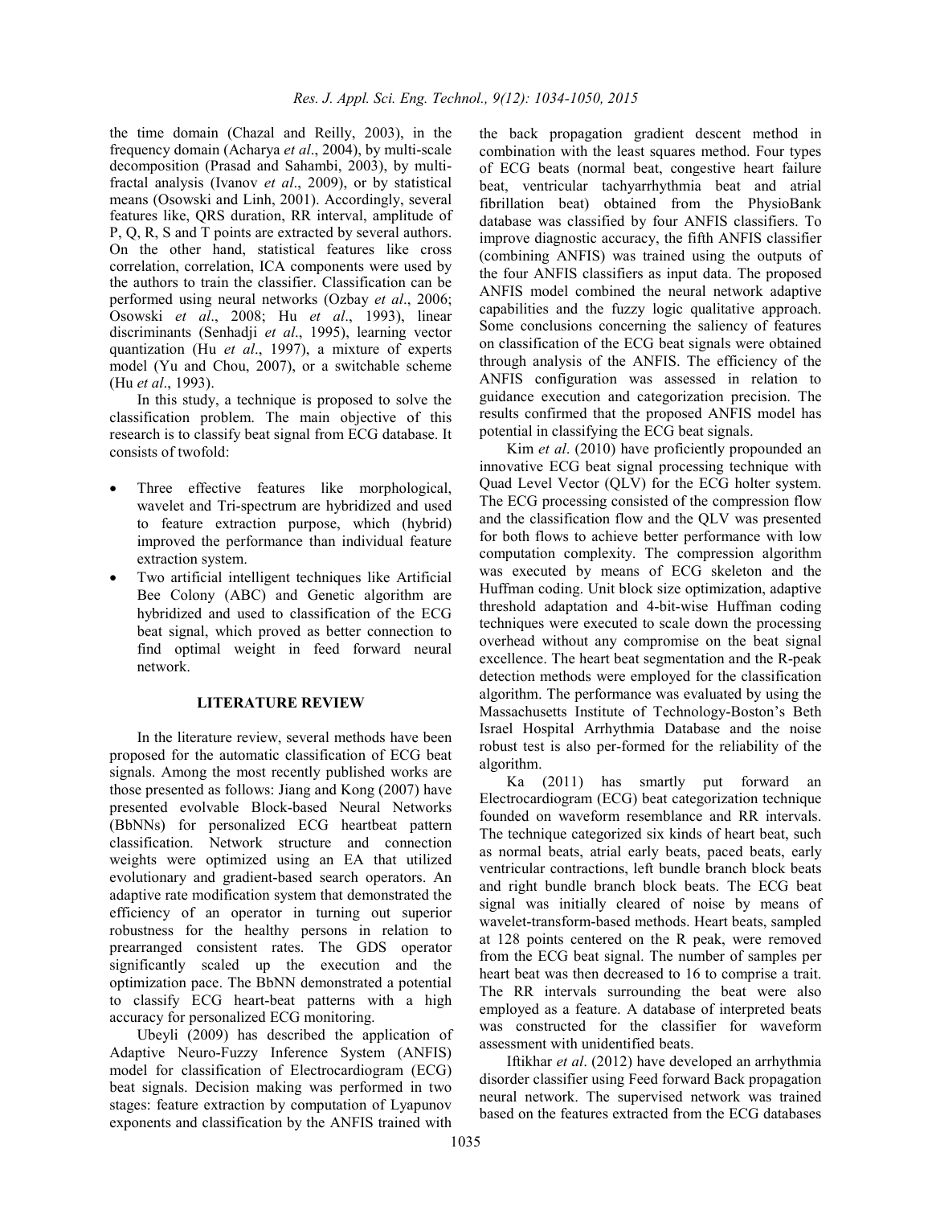the time domain (Chazal and Reilly, 2003), in the frequency domain (Acharya *et al*., 2004), by multi-scale decomposition (Prasad and Sahambi, 2003), by multi-fractal analysis (Ivanov *et al*., 2009), or by statistical means (Osowski and Linh, 2001). Accordingly, several features like, QRS duration, RR interval, amplitude of P, Q, R, S and T points are extracted by several authors. On the other hand, statistical features like cross correlation, correlation, ICA components were used by the authors to train the classifier. Classification can be performed using neural networks (Ozbay *et al*., 2006; Osowski *et al*., 2008; Hu *et al*., 1993), linear discriminants (Senhadji *et al*., 1995), learning vector quantization (Hu *et al*., 1997), a mixture of experts model (Yu and Chou, 2007), or a switchable scheme (Hu *et al*., 1993).

In this study, a technique is proposed to solve the classification problem. The main objective of this research is to classify beat signal from ECG database. It consists of twofold:

- Three effective features like morphological, wavelet and Tri-spectrum are hybridized and used to feature extraction purpose, which (hybrid) improved the performance than individual feature extraction system.
- Two artificial intelligent techniques like Artificial Bee Colony (ABC) and Genetic algorithm are hybridized and used to classification of the ECG beat signal, which proved as better connection to find optimal weight in feed forward neural network.

## LITERATURE REVIEW

In the literature review, several methods have been proposed for the automatic classification of ECG beat signals. Among the most recently published works are those presented as follows: Jiang and Kong (2007) have presented evolvable Block-based Neural Networks (BbNNs) for personalized ECG heartbeat pattern classification. Network structure and connection weights were optimized using an EA that utilized evolutionary and gradient-based search operators. An adaptive rate modification system that demonstrated the efficiency of an operator in turning out superior robustness for the healthy persons in relation to prearranged consistent rates. The GDS operator significantly scaled up the execution and the optimization pace. The BbNN demonstrated a potential to classify ECG heart-beat patterns with a high accuracy for personalized ECG monitoring.

Ubeyli (2009) has described the application of Adaptive Neuro-Fuzzy Inference System (ANFIS) model for classification of Electrocardiogram (ECG) beat signals. Decision making was performed in two stages: feature extraction by computation of Lyapunov exponents and classification by the ANFIS trained with the back propagation gradient descent method in combination with the least squares method. Four types of ECG beats (normal beat, congestive heart failure beat, ventricular tachyarrhythmia beat and atrial fibrillation beat) obtained from the PhysioBank database was classified by four ANFIS classifiers. To improve diagnostic accuracy, the fifth ANFIS classifier (combining ANFIS) was trained using the outputs of the four ANFIS classifiers as input data. The proposed ANFIS model combined the neural network adaptive capabilities and the fuzzy logic qualitative approach. Some conclusions concerning the saliency of features on classification of the ECG beat signals were obtained through analysis of the ANFIS. The efficiency of the ANFIS configuration was assessed in relation to guidance execution and categorization precision. The results confirmed that the proposed ANFIS model has potential in classifying the ECG beat signals.

Kim *et al*. (2010) have proficiently propounded an innovative ECG beat signal processing technique with Quad Level Vector (QLV) for the ECG holter system. The ECG processing consisted of the compression flow and the classification flow and the QLV was presented for both flows to achieve better performance with low computation complexity. The compression algorithm was executed by means of ECG skeleton and the Huffman coding. Unit block size optimization, adaptive threshold adaptation and 4-bit-wise Huffman coding techniques were executed to scale down the processing overhead without any compromise on the beat signal excellence. The heart beat segmentation and the R-peak detection methods were employed for the classification algorithm. The performance was evaluated by using the Massachusetts Institute of Technology-Boston's Beth Israel Hospital Arrhythmia Database and the noise robust test is also per-formed for the reliability of the algorithm.

Ka (2011) has smartly put forward an Electrocardiogram (ECG) beat categorization technique founded on waveform resemblance and RR intervals. The technique categorized six kinds of heart beat, such as normal beats, atrial early beats, paced beats, early ventricular contractions, left bundle branch block beats and right bundle branch block beats. The ECG beat signal was initially cleared of noise by means of wavelet-transform-based methods. Heart beats, sampled at 128 points centered on the R peak, were removed from the ECG beat signal. The number of samples per heart beat was then decreased to 16 to comprise a trait. The RR intervals surrounding the beat were also employed as a feature. A database of interpreted beats was constructed for the classifier for waveform assessment with unidentified beats.

Iftikhar *et al*. (2012) have developed an arrhythmia disorder classifier using Feed forward Back propagation neural network. The supervised network was trained based on the features extracted from the ECG databases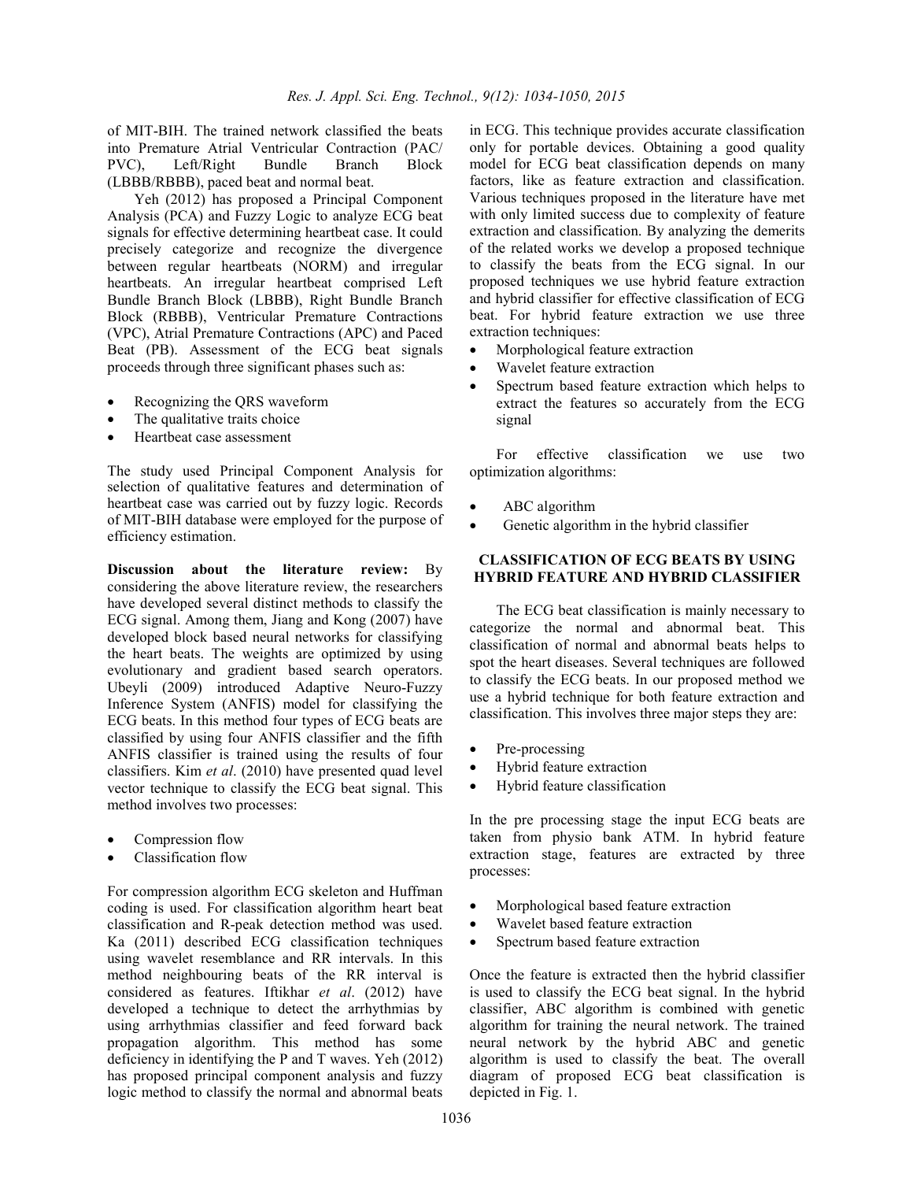of MIT-BIH. The trained network classified the beats into Premature Atrial Ventricular Contraction (PAC/ PVC), Left/Right Bundle Branch Block (LBBB/RBBB), paced beat and normal beat.

Yeh (2012) has proposed a Principal Component Analysis (PCA) and Fuzzy Logic to analyze ECG beat signals for effective determining heartbeat case. It could precisely categorize and recognize the divergence between regular heartbeats (NORM) and irregular heartbeats. An irregular heartbeat comprised Left Bundle Branch Block (LBBB), Right Bundle Branch Block (RBBB), Ventricular Premature Contractions (VPC), Atrial Premature Contractions (APC) and Paced Beat (PB). Assessment of the ECG beat signals proceeds through three significant phases such as:

- Recognizing the QRS waveform
- The qualitative traits choice
- Heartbeat case assessment

The study used Principal Component Analysis for selection of qualitative features and determination of heartbeat case was carried out by fuzzy logic. Records of MIT-BIH database were employed for the purpose of efficiency estimation.

**Discussion about the literature review:** By considering the above literature review, the researchers have developed several distinct methods to classify the ECG signal. Among them, Jiang and Kong (2007) have developed block based neural networks for classifying the heart beats. The weights are optimized by using evolutionary and gradient based search operators. Ubeyli (2009) introduced Adaptive Neuro-Fuzzy Inference System (ANFIS) model for classifying the ECG beats. In this method four types of ECG beats are classified by using four ANFIS classifier and the fifth ANFIS classifier is trained using the results of four classifiers. Kim *et al*. (2010) have presented quad level vector technique to classify the ECG beat signal. This method involves two processes:

- Compression flow
- Classification flow

For compression algorithm ECG skeleton and Huffman coding is used. For classification algorithm heart beat classification and R-peak detection method was used. Ka (2011) described ECG classification techniques using wavelet resemblance and RR intervals. In this method neighbouring beats of the RR interval is considered as features. Iftikhar *et al*. (2012) have developed a technique to detect the arrhythmias by using arrhythmias classifier and feed forward back propagation algorithm. This method has some deficiency in identifying the P and T waves. Yeh (2012) has proposed principal component analysis and fuzzy logic method to classify the normal and abnormal beats in ECG. This technique provides accurate classification only for portable devices. Obtaining a good quality model for ECG beat classification depends on many factors, like as feature extraction and classification. Various techniques proposed in the literature have met with only limited success due to complexity of feature extraction and classification. By analyzing the demerits of the related works we develop a proposed technique to classify the beats from the ECG signal. In our proposed techniques we use hybrid feature extraction and hybrid classifier for effective classification of ECG beat. For hybrid feature extraction we use three extraction techniques:

- Morphological feature extraction
- Wavelet feature extraction
- Spectrum based feature extraction which helps to extract the features so accurately from the ECG signal

For effective classification we use two optimization algorithms:

- ABC algorithm
- Genetic algorithm in the hybrid classifier

## CLASSIFICATION OF ECG BEATS BY USING HYBRID FEATURE AND HYBRID CLASSIFIER

The ECG beat classification is mainly necessary to categorize the normal and abnormal beat. This classification of normal and abnormal beats helps to spot the heart diseases. Several techniques are followed to classify the ECG beats. In our proposed method we use a hybrid technique for both feature extraction and classification. This involves three major steps they are:

- Pre-processing
- Hybrid feature extraction
- Hybrid feature classification

In the pre processing stage the input ECG beats are taken from physio bank ATM. In hybrid feature extraction stage, features are extracted by three processes:

- Morphological based feature extraction
- Wavelet based feature extraction
- Spectrum based feature extraction

Once the feature is extracted then the hybrid classifier is used to classify the ECG beat signal. In the hybrid classifier, ABC algorithm is combined with genetic algorithm for training the neural network. The trained neural network by the hybrid ABC and genetic algorithm is used to classify the beat. The overall diagram of proposed ECG beat classification is depicted in Fig. 1.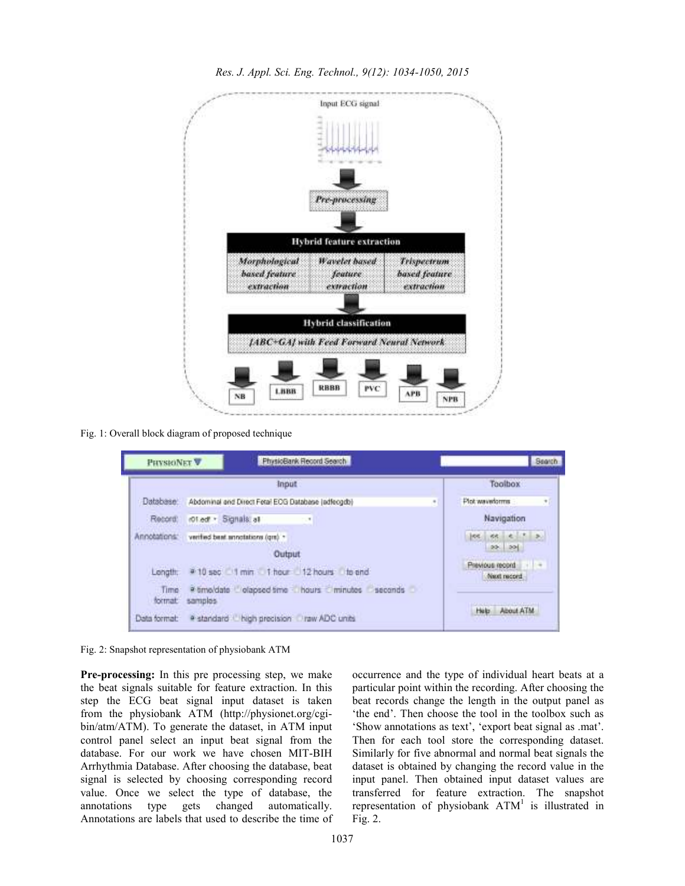Fig. 1: Overall block diagram of proposed technique

Fig. 2: Snapshot representation of physiobank ATM

**Pre-processing:** In this pre processing step, we make the beat signals suitable for feature extraction. In this step the ECG beat signal input dataset is taken from the physiobank ATM (http://physionet.org/cgi-bin/atm/ATM). To generate the dataset, in ATM input control panel select an input beat signal from the database. For our work we have chosen MIT-BIH Arrhythmia Database. After choosing the database, beat signal is selected by choosing corresponding record value. Once we select the type of database, the annotations type gets changed automatically. Annotations are labels that used to describe the time of occurrence and the type of individual heart beats at a particular point within the recording. After choosing the beat records change the length in the output panel as 'the end'. Then choose the tool in the toolbox such as 'Show annotations as text', 'export beat signal as .mat'. Then for each tool store the corresponding dataset. Similarly for five abnormal and normal beat signals the dataset is obtained by changing the record value in the input panel. Then obtained input dataset values are transferred for feature extraction. The snapshot representation of physiobank ATM[1] is illustrated in Fig. 2.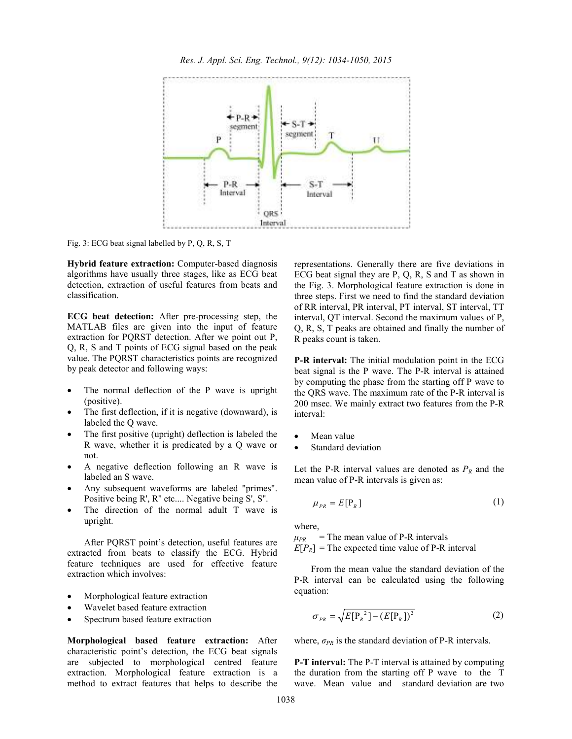Fig. 3: ECG beat signal labelled by P, Q, R, S, T

**Hybrid feature extraction:** Computer-based diagnosis algorithms have usually three stages, like as ECG beat detection, extraction of useful features from beats and classification.

**ECG beat detection:** After pre-processing step, the MATLAB files are given into the input of feature extraction for PQRST detection. After we point out P, Q, R, S and T points of ECG signal based on the peak value. The PQRST characteristics points are recognized by peak detector and following ways:

- The normal deflection of the P wave is upright (positive).
- The first deflection, if it is negative (downward), is labeled the Q wave.
- The first positive (upright) deflection is labeled the R wave, whether it is predicated by a Q wave or not.
- A negative deflection following an R wave is labeled an S wave.
- Any subsequent waveforms are labeled "primes". Positive being R', R" etc.... Negative being S', S".
- The direction of the normal adult T wave is upright.

After PQRST point's detection, useful features are extracted from beats to classify the ECG. Hybrid feature techniques are used for effective feature extraction which involves:

- Morphological feature extraction
- Wavelet based feature extraction
- Spectrum based feature extraction

**Morphological based feature extraction:** After characteristic point's detection, the ECG beat signals are subjected to morphological centred feature extraction. Morphological feature extraction is a method to extract features that helps to describe the representations. Generally there are five deviations in ECG beat signal they are P, Q, R, S and T as shown in the Fig. 3. Morphological feature extraction is done in three steps. First we need to find the standard deviation of RR interval, PR interval, PT interval, ST interval, TT interval, QT interval. Second the maximum values of P, Q, R, S, T peaks are obtained and finally the number of R peaks count is taken.

**P-R interval:** The initial modulation point in the ECG beat signal is the P wave. The P-R interval is attained by computing the phase from the starting off P wave to the QRS wave. The maximum rate of the P-R interval is 200 msec. We mainly extract two features from the P-R interval:

- Mean value
- Standard deviation

Let the P-R interval values are denoted as $P_R$ and the mean value of P-R intervals is given as:

$$\mu_{PR} = E[\mathrm{P}_R] \tag{1}$$

where,

$\mu_{PR}$ = The mean value of P-R intervals
$E[P_R]$ = The expected time value of P-R interval

From the mean value the standard deviation of the P-R interval can be calculated using the following equation:

$$\sigma_{PR} = \sqrt{E[\mathrm{P}_R^{\,2}] - (E[\mathrm{P}_R])^2} \tag{2}$$

where, $\sigma_{PR}$ is the standard deviation of P-R intervals.

**P-T interval:** The P-T interval is attained by computing the duration from the starting off P wave to the T wave. Mean value and standard deviation are two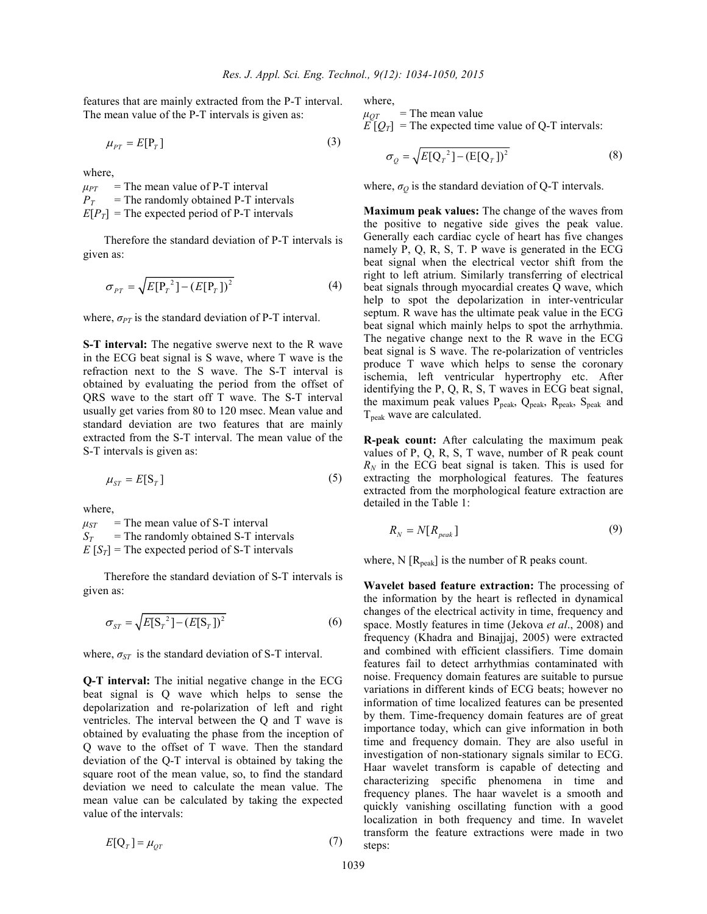features that are mainly extracted from the P-T interval. The mean value of the P-T intervals is given as:

$$\mu_{PT} = E[\mathrm{P}_T] \tag{3}$$

where,

$\mu_{PT}$ = The mean value of P-T interval
$P_T$ = The randomly obtained P-T intervals
$E[P_T]$ = The expected period of P-T intervals

Therefore the standard deviation of P-T intervals is given as:

$$\sigma_{PT} = \sqrt{E[\mathrm{P}_T{}^2] - (E[\mathrm{P}_T])^2} \tag{4}$$

where, $\sigma_{PT}$ is the standard deviation of P-T interval.

**S-T interval:** The negative swerve next to the R wave in the ECG beat signal is S wave, where T wave is the refraction next to the S wave. The S-T interval is obtained by evaluating the period from the offset of QRS wave to the start off T wave. The S-T interval usually get varies from 80 to 120 msec. Mean value and standard deviation are two features that are mainly extracted from the S-T interval. The mean value of the S-T intervals is given as:

$$\mu_{ST} = E[\mathrm{S}_T] \tag{5}$$

where,

$\mu_{ST}$ = The mean value of S-T interval
$S_T$ = The randomly obtained S-T intervals
$E\ [S_T]$ = The expected period of S-T intervals

Therefore the standard deviation of S-T intervals is given as:

$$\sigma_{ST} = \sqrt{E[\mathrm{S}_T{}^2] - (E[\mathrm{S}_T])^2} \tag{6}$$

where, $\sigma_{ST}$ is the standard deviation of S-T interval.

**Q-T interval:** The initial negative change in the ECG beat signal is Q wave which helps to sense the depolarization and re-polarization of left and right ventricles. The interval between the Q and T wave is obtained by evaluating the phase from the inception of Q wave to the offset of T wave. Then the standard deviation of the Q-T interval is obtained by taking the square root of the mean value, so, to find the standard deviation we need to calculate the mean value. The mean value can be calculated by taking the expected value of the intervals:

$$E[\mathrm{Q}_T] = \mu_{QT} \tag{7}$$

where,

$\mu_{QT}$ = The mean value
$E\ [Q_T]$ = The expected time value of Q-T intervals:

$$\sigma_Q = \sqrt{E[\mathrm{Q}_T{}^2] - (\mathrm{E}[\mathrm{Q}_T])^2} \tag{8}$$

where, $\sigma_Q$ is the standard deviation of Q-T intervals.

**Maximum peak values:** The change of the waves from the positive to negative side gives the peak value. Generally each cardiac cycle of heart has five changes namely P, Q, R, S, T. P wave is generated in the ECG beat signal when the electrical vector shift from the right to left atrium. Similarly transferring of electrical beat signals through myocardial creates Q wave, which help to spot the depolarization in inter-ventricular septum. R wave has the ultimate peak value in the ECG beat signal which mainly helps to spot the arrhythmia. The negative change next to the R wave in the ECG beat signal is S wave. The re-polarization of ventricles produce T wave which helps to sense the coronary ischemia, left ventricular hypertrophy etc. After identifying the P, Q, R, S, T waves in ECG beat signal, the maximum peak values $P_{peak}$, $Q_{peak}$, $R_{peak}$, $S_{peak}$ and $T_{peak}$ wave are calculated.

**R-peak count:** After calculating the maximum peak values of P, Q, R, S, T wave, number of R peak count $R_N$ in the ECG beat signal is taken. This is used for extracting the morphological features. The features extracted from the morphological feature extraction are detailed in the Table 1:

$$R_N = N[R_{peak}] \tag{9}$$

where, $N\ [R_{peak}]$ is the number of R peaks count.

**Wavelet based feature extraction:** The processing of the information by the heart is reflected in dynamical changes of the electrical activity in time, frequency and space. Mostly features in time (Jekova *et al*., 2008) and frequency (Khadra and Binajjaj, 2005) were extracted and combined with efficient classifiers. Time domain features fail to detect arrhythmias contaminated with noise. Frequency domain features are suitable to pursue variations in different kinds of ECG beats; however no information of time localized features can be presented by them. Time-frequency domain features are of great importance today, which can give information in both time and frequency domain. They are also useful in investigation of non-stationary signals similar to ECG. Haar wavelet transform is capable of detecting and characterizing specific phenomena in time and frequency planes. The haar wavelet is a smooth and quickly vanishing oscillating function with a good localization in both frequency and time. In wavelet transform the feature extractions were made in two steps: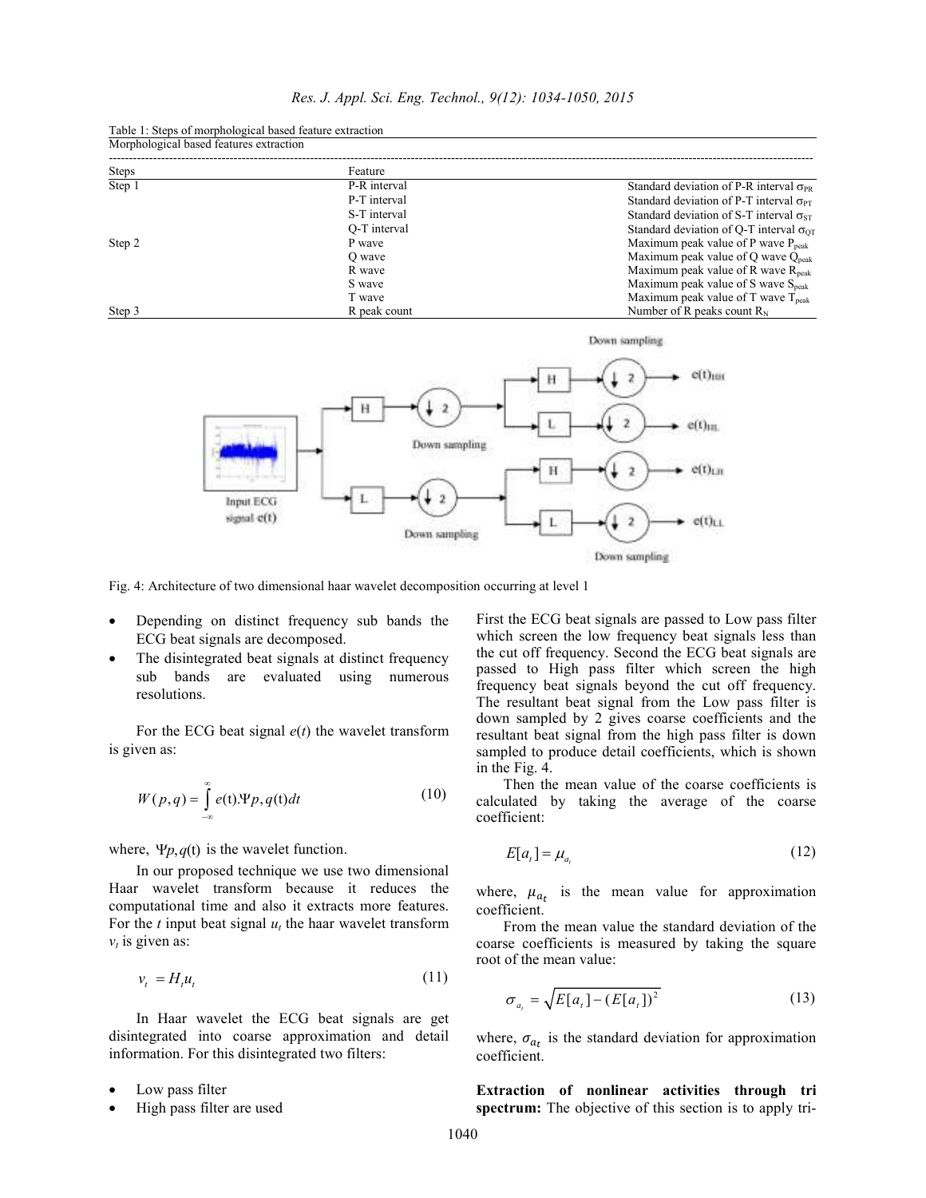Table 1: Steps of morphological based feature extraction

| Morphological based features extraction | | |
|---|---|---|
| Steps | Feature | |
| Step 1 | P-R interval | Standard deviation of P-R interval $\sigma_{PR}$ |
| | P-T interval | Standard deviation of P-T interval $\sigma_{PT}$ |
| | S-T interval | Standard deviation of S-T interval $\sigma_{ST}$ |
| | Q-T interval | Standard deviation of Q-T interval $\sigma_{QT}$ |
| Step 2 | P wave | Maximum peak value of P wave $P_{peak}$ |
| | Q wave | Maximum peak value of Q wave $Q_{peak}$ |
| | R wave | Maximum peak value of R wave $R_{peak}$ |
| | S wave | Maximum peak value of S wave $S_{peak}$ |
| | T wave | Maximum peak value of T wave $T_{peak}$ |
| Step 3 | R peak count | Number of R peaks count $R_N$ |

Fig. 4: Architecture of two dimensional haar wavelet decomposition occurring at level 1

- Depending on distinct frequency sub bands the ECG beat signals are decomposed.
- The disintegrated beat signals at distinct frequency sub bands are evaluated using numerous resolutions.

For the ECG beat signal $e(t)$ the wavelet transform is given as:

$$W(p,q) = \int_{-\infty}^{\infty} e(t).\Psi p, q(t)dt \tag{10}$$

where, $\Psi p, q(t)$ is the wavelet function.

In our proposed technique we use two dimensional Haar wavelet transform because it reduces the computational time and also it extracts more features. For the $t$ input beat signal $u_t$ the haar wavelet transform $v_t$ is given as:

$$v_t = H_t u_t \tag{11}$$

In Haar wavelet the ECG beat signals are get disintegrated into coarse approximation and detail information. For this disintegrated two filters:

- Low pass filter
- High pass filter are used

First the ECG beat signals are passed to Low pass filter which screen the low frequency beat signals less than the cut off frequency. Second the ECG beat signals are passed to High pass filter which screen the high frequency beat signals beyond the cut off frequency. The resultant beat signal from the Low pass filter is down sampled by 2 gives coarse coefficients and the resultant beat signal from the high pass filter is down sampled to produce detail coefficients, which is shown in the Fig. 4.

Then the mean value of the coarse coefficients is calculated by taking the average of the coarse coefficient:

$$E[a_t] = \mu_{a_t} \tag{12}$$

where, $\mu_{a_t}$ is the mean value for approximation coefficient.

From the mean value the standard deviation of the coarse coefficients is measured by taking the square root of the mean value:

$$\sigma_{a_t} = \sqrt{E[a_t] - (E[a_t])^2} \tag{13}$$

where, $\sigma_{a_t}$ is the standard deviation for approximation coefficient.

**Extraction of nonlinear activities through tri spectrum:** The objective of this section is to apply tri-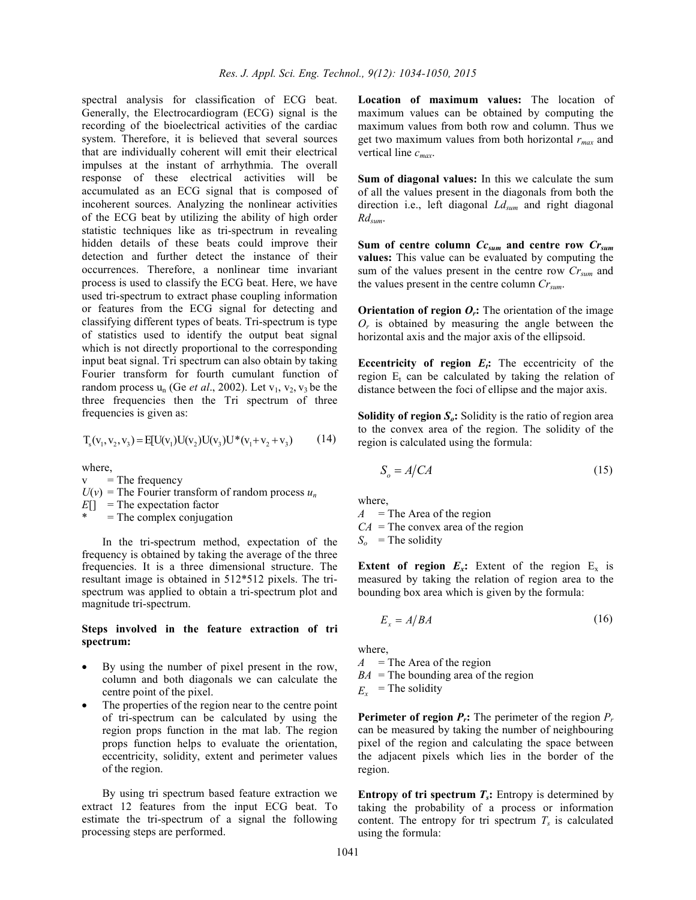spectral analysis for classification of ECG beat. Generally, the Electrocardiogram (ECG) signal is the recording of the bioelectrical activities of the cardiac system. Therefore, it is believed that several sources that are individually coherent will emit their electrical impulses at the instant of arrhythmia. The overall response of these electrical activities will be accumulated as an ECG signal that is composed of incoherent sources. Analyzing the nonlinear activities of the ECG beat by utilizing the ability of high order statistic techniques like as tri-spectrum in revealing hidden details of these beats could improve their detection and further detect the instance of their occurrences. Therefore, a nonlinear time invariant process is used to classify the ECG beat. Here, we have used tri-spectrum to extract phase coupling information or features from the ECG signal for detecting and classifying different types of beats. Tri-spectrum is type of statistics used to identify the output beat signal which is not directly proportional to the corresponding input beat signal. Tri spectrum can also obtain by taking Fourier transform for fourth cumulant function of random process $u_n$ (Ge *et al*., 2002). Let $v_1$, $v_2$, $v_3$ be the three frequencies then the Tri spectrum of three frequencies is given as:

$$T_s(v_1, v_2, v_3) = E[U(v_1)U(v_2)U(v_3)U^*(v_1 + v_2 + v_3) \tag{14}$$

where,

- $v$ = The frequency
- $U(v)$ = The Fourier transform of random process $u_n$
- $E[]$ = The expectation factor
- $*$ = The complex conjugation

In the tri-spectrum method, expectation of the frequency is obtained by taking the average of the three frequencies. It is a three dimensional structure. The resultant image is obtained in 512*512 pixels. The tri-spectrum was applied to obtain a tri-spectrum plot and magnitude tri-spectrum.

**Steps involved in the feature extraction of tri spectrum:**

- By using the number of pixel present in the row, column and both diagonals we can calculate the centre point of the pixel.
- The properties of the region near to the centre point of tri-spectrum can be calculated by using the region props function in the mat lab. The region props function helps to evaluate the orientation, eccentricity, solidity, extent and perimeter values of the region.

By using tri spectrum based feature extraction we extract 12 features from the input ECG beat. To estimate the tri-spectrum of a signal the following processing steps are performed.

**Location of maximum values:** The location of maximum values can be obtained by computing the maximum values from both row and column. Thus we get two maximum values from both horizontal $r_{max}$ and vertical line $c_{max}$.

**Sum of diagonal values:** In this we calculate the sum of all the values present in the diagonals from both the direction i.e., left diagonal $Ld_{sum}$ and right diagonal $Rd_{sum}$.

**Sum of centre column $Cc_{sum}$ and centre row $Cr_{sum}$ values:** This value can be evaluated by computing the sum of the values present in the centre row $Cr_{sum}$ and the values present in the centre column $Cr_{sum}$.

**Orientation of region $O_r$:** The orientation of the image $O_r$ is obtained by measuring the angle between the horizontal axis and the major axis of the ellipsoid.

**Eccentricity of region $E_t$:** The eccentricity of the region $E_t$ can be calculated by taking the relation of distance between the foci of ellipse and the major axis.

**Solidity of region $S_o$:** Solidity is the ratio of region area to the convex area of the region. The solidity of the region is calculated using the formula:

$$S_o = A/CA \tag{15}$$

where,

- $A$ = The Area of the region
- $CA$ = The convex area of the region
- $S_o$ = The solidity

**Extent of region $E_x$:** Extent of the region $E_x$ is measured by taking the relation of region area to the bounding box area which is given by the formula:

$$E_x = A/BA \tag{16}$$

where,

- $A$ = The Area of the region
- $BA$ = The bounding area of the region
- $E_x$ = The solidity

**Perimeter of region $P_r$:** The perimeter of the region $P_r$ can be measured by taking the number of neighbouring pixel of the region and calculating the space between the adjacent pixels which lies in the border of the region.

**Entropy of tri spectrum $T_s$:** Entropy is determined by taking the probability of a process or information content. The entropy for tri spectrum $T_s$ is calculated using the formula: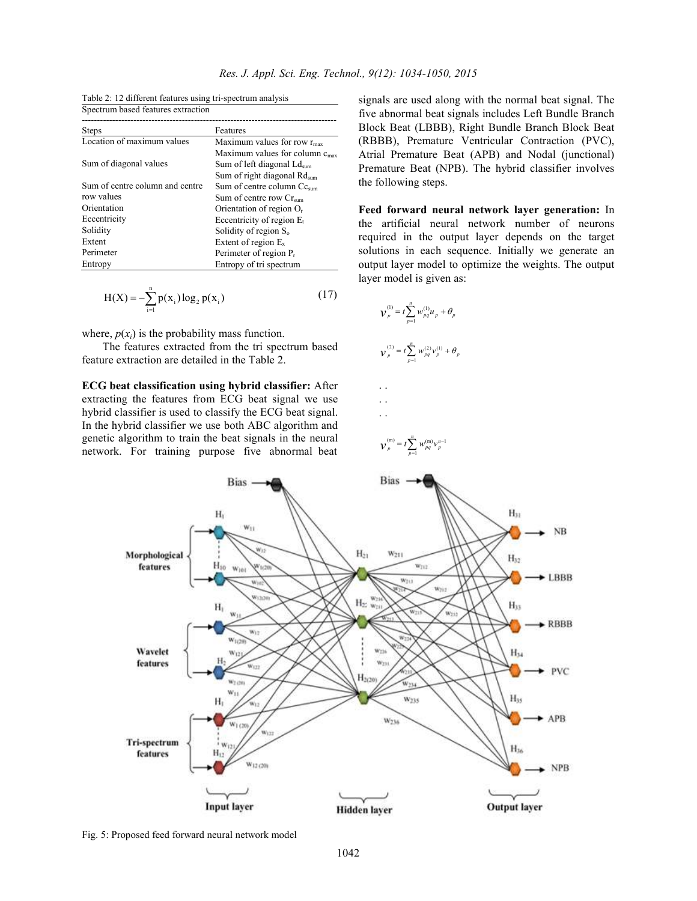Table 2: 12 different features using tri-spectrum analysis

| Spectrum based features extraction | |
|---|---|
| Steps | Features |
| Location of maximum values | Maximum values for row $r_{max}$ |
| | Maximum values for column $c_{max}$ |
| Sum of diagonal values | Sum of left diagonal $Ld_{sum}$ |
| | Sum of right diagonal $Rd_{sum}$ |
| Sum of centre column and centre row values | Sum of centre column $Cc_{sum}$ |
| | Sum of centre row $Cr_{sum}$ |
| Orientation | Orientation of region $O_r$ |
| Eccentricity | Eccentricity of region $E_t$ |
| Solidity | Solidity of region $S_o$ |
| Extent | Extent of region $E_x$ |
| Perimeter | Perimeter of region $P_r$ |
| Entropy | Entropy of tri spectrum |

$$H(X) = -\sum_{i=1}^{n} p(x_i)\log_2 p(x_i) \tag{17}$$

where, $p(x_i)$ is the probability mass function.

The features extracted from the tri spectrum based feature extraction are detailed in the Table 2.

**ECG beat classification using hybrid classifier:** After extracting the features from ECG beat signal we use hybrid classifier is used to classify the ECG beat signal. In the hybrid classifier we use both ABC algorithm and genetic algorithm to train the beat signals in the neural network. For training purpose five abnormal beat signals are used along with the normal beat signal. The five abnormal beat signals includes Left Bundle Branch Block Beat (LBBB), Right Bundle Branch Block Beat (RBBB), Premature Ventricular Contraction (PVC), Atrial Premature Beat (APB) and Nodal (junctional) Premature Beat (NPB). The hybrid classifier involves the following steps.

**Feed forward neural network layer generation:** In the artificial neural network number of neurons required in the output layer depends on the target solutions in each sequence. Initially we generate an output layer model to optimize the weights. The output layer model is given as:

$$v_p^{(1)} = t\sum_{p=1}^{n} w_{pq}^{(1)} u_p + \theta_p$$

$$v_p^{(2)} = t\sum_{p=1}^{n} w_{pq}^{(2)} v_p^{(1)} + \theta_p$$

. .
. .
. .

$$v_p^{(m)} = t\sum_{p=1}^{n} w_{pq}^{(m)} v_p^{n-1}$$

Fig. 5: Proposed feed forward neural network model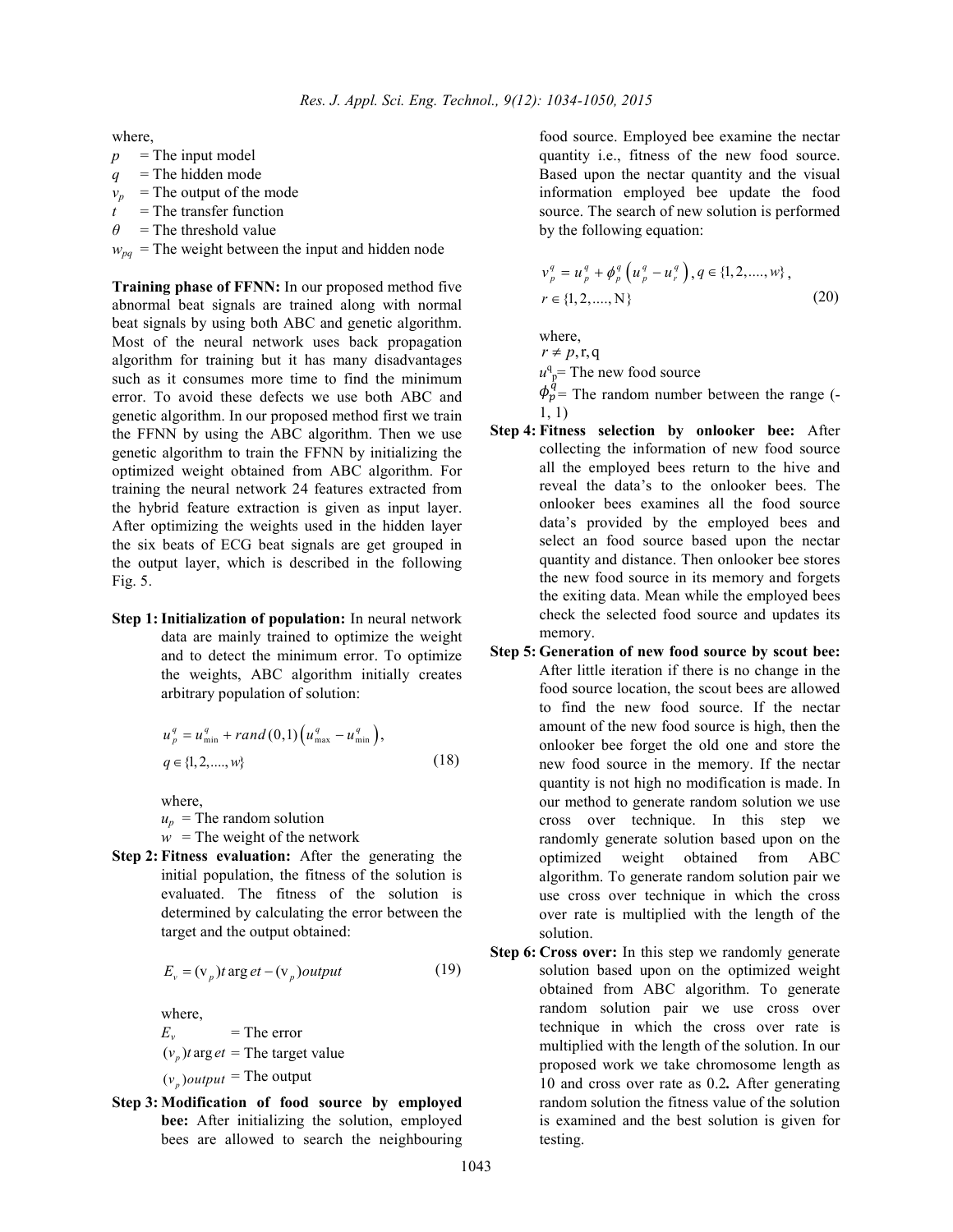where,

$p$ = The input model
$q$ = The hidden mode
$v_p$ = The output of the mode
$t$ = The transfer function
$\theta$ = The threshold value
$w_{pq}$ = The weight between the input and hidden node

**Training phase of FFNN:** In our proposed method five abnormal beat signals are trained along with normal beat signals by using both ABC and genetic algorithm. Most of the neural network uses back propagation algorithm for training but it has many disadvantages such as it consumes more time to find the minimum error. To avoid these defects we use both ABC and genetic algorithm. In our proposed method first we train the FFNN by using the ABC algorithm. Then we use genetic algorithm to train the FFNN by initializing the optimized weight obtained from ABC algorithm. For training the neural network 24 features extracted from the hybrid feature extraction is given as input layer. After optimizing the weights used in the hidden layer the six beats of ECG beat signals are get grouped in the output layer, which is described in the following Fig. 5.

**Step 1: Initialization of population:** In neural network data are mainly trained to optimize the weight and to detect the minimum error. To optimize the weights, ABC algorithm initially creates arbitrary population of solution:

$$u_p^q = u_{\min}^q + rand(0,1)\left(u_{\max}^q - u_{\min}^q\right), \quad q \in \{1, 2, ...., w\} \tag{18}$$

where,

$u_p$ = The random solution
$w$ = The weight of the network

**Step 2: Fitness evaluation:** After the generating the initial population, the fitness of the solution is evaluated. The fitness of the solution is determined by calculating the error between the target and the output obtained:

$$E_v = (v_p)target - (v_p)output \tag{19}$$

where,

$E_v$ = The error
$(v_p)target$ = The target value
$(v_p)output$ = The output

**Step 3: Modification of food source by employed bee:** After initializing the solution, employed bees are allowed to search the neighbouring food source. Employed bee examine the nectar quantity i.e., fitness of the new food source. Based upon the nectar quantity and the visual information employed bee update the food source. The search of new solution is performed by the following equation:

$$v_p^q = u_p^q + \phi_p^q\left(u_p^q - u_r^q\right), q \in \{1, 2, ...., w\}, \quad r \in \{1, 2, ...., N\} \tag{20}$$

where,

$r \neq p, r, q$
$u^q_p$ = The new food source
$\phi_p^q$ = The random number between the range (-1, 1)

**Step 4: Fitness selection by onlooker bee:** After collecting the information of new food source all the employed bees return to the hive and reveal the data's to the onlooker bees. The onlooker bees examines all the food source data's provided by the employed bees and select an food source based upon the nectar quantity and distance. Then onlooker bee stores the new food source in its memory and forgets the exiting data. Mean while the employed bees check the selected food source and updates its memory.

**Step 5: Generation of new food source by scout bee:** After little iteration if there is no change in the food source location, the scout bees are allowed to find the new food source. If the nectar amount of the new food source is high, then the onlooker bee forget the old one and store the new food source in the memory. If the nectar quantity is not high no modification is made. In our method to generate random solution we use cross over technique. In this step we randomly generate solution based upon on the optimized weight obtained from ABC algorithm. To generate random solution pair we use cross over technique in which the cross over rate is multiplied with the length of the solution.

**Step 6: Cross over:** In this step we randomly generate solution based upon on the optimized weight obtained from ABC algorithm. To generate random solution pair we use cross over technique in which the cross over rate is multiplied with the length of the solution. In our proposed work we take chromosome length as 10 and cross over rate as 0.2**.** After generating random solution the fitness value of the solution is examined and the best solution is given for testing.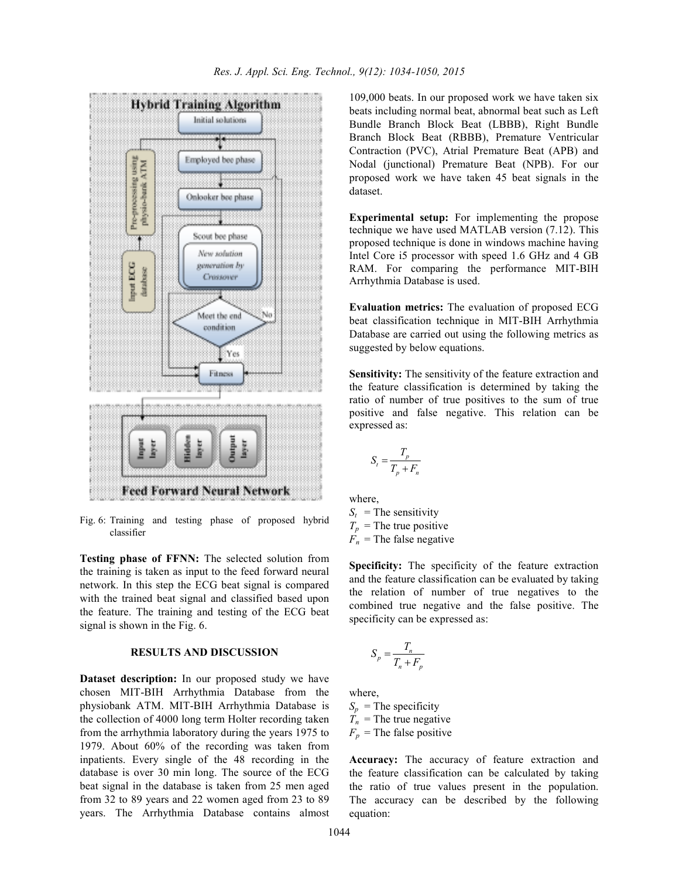Fig. 6: Training and testing phase of proposed hybrid classifier

**Testing phase of FFNN:** The selected solution from the training is taken as input to the feed forward neural network. In this step the ECG beat signal is compared with the trained beat signal and classified based upon the feature. The training and testing of the ECG beat signal is shown in the Fig. 6.

## RESULTS AND DISCUSSION

**Dataset description:** In our proposed study we have chosen MIT-BIH Arrhythmia Database from the physiobank ATM. MIT-BIH Arrhythmia Database is the collection of 4000 long term Holter recording taken from the arrhythmia laboratory during the years 1975 to 1979. About 60% of the recording was taken from inpatients. Every single of the 48 recording in the database is over 30 min long. The source of the ECG beat signal in the database is taken from 25 men aged from 32 to 89 years and 22 women aged from 23 to 89 years. The Arrhythmia Database contains almost 109,000 beats. In our proposed work we have taken six beats including normal beat, abnormal beat such as Left Bundle Branch Block Beat (LBBB), Right Bundle Branch Block Beat (RBBB), Premature Ventricular Contraction (PVC), Atrial Premature Beat (APB) and Nodal (junctional) Premature Beat (NPB). For our proposed work we have taken 45 beat signals in the dataset.

**Experimental setup:** For implementing the propose technique we have used MATLAB version (7.12). This proposed technique is done in windows machine having Intel Core i5 processor with speed 1.6 GHz and 4 GB RAM. For comparing the performance MIT-BIH Arrhythmia Database is used.

**Evaluation metrics:** The evaluation of proposed ECG beat classification technique in MIT-BIH Arrhythmia Database are carried out using the following metrics as suggested by below equations.

**Sensitivity:** The sensitivity of the feature extraction and the feature classification is determined by taking the ratio of number of true positives to the sum of true positive and false negative. This relation can be expressed as:

$$S_t = \frac{T_p}{T_p + F_n}$$

where,  
$S_t$ = The sensitivity  
$T_p$ = The true positive  
$F_n$ = The false negative

**Specificity:** The specificity of the feature extraction and the feature classification can be evaluated by taking the relation of number of true negatives to the combined true negative and the false positive. The specificity can be expressed as:

$$S_p = \frac{T_n}{T_n + F_p}$$

where,  
$S_p$ = The specificity  
$T_n$ = The true negative  
$F_p$ = The false positive

**Accuracy:** The accuracy of feature extraction and the feature classification can be calculated by taking the ratio of true values present in the population. The accuracy can be described by the following equation: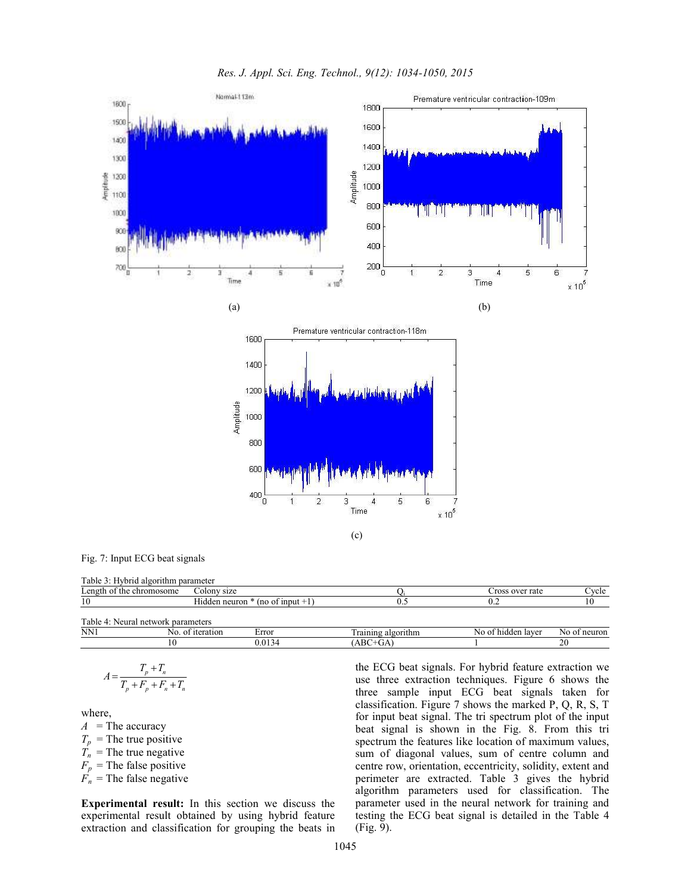(a)

(b)

(c)

Fig. 7: Input ECG beat signals

Table 3: Hybrid algorithm parameter

| Length of the chromosome | Colony size | $Q_i$ | Cross over rate | Cycle |
|---|---|---|---|---|
| 10 | Hidden neuron * (no of input +1) | 0.5 | 0.2 | 10 |

Table 4: Neural network parameters

| NN1 | No. of iteration | Error | Training algorithm | No of hidden layer | No of neuron |
|---|---|---|---|---|---|
| | 10 | 0.0134 | (ABC+GA) | 1 | 20 |

$$A = \frac{T_p + T_n}{T_p + F_p + F_n + T_n}$$

where,

$A$ = The accuracy
$T_p$ = The true positive
$T_n$ = The true negative
$F_p$ = The false positive
$F_n$ = The false negative

**Experimental result:** In this section we discuss the experimental result obtained by using hybrid feature extraction and classification for grouping the beats in the ECG beat signals. For hybrid feature extraction we use three extraction techniques. Figure 6 shows the three sample input ECG beat signals taken for classification. Figure 7 shows the marked P, Q, R, S, T for input beat signal. The tri spectrum plot of the input beat signal is shown in the Fig. 8. From this tri spectrum the features like location of maximum values, sum of diagonal values, sum of centre column and centre row, orientation, eccentricity, solidity, extent and perimeter are extracted. Table 3 gives the hybrid algorithm parameters used for classification. The parameter used in the neural network for training and testing the ECG beat signal is detailed in the Table 4 (Fig. 9).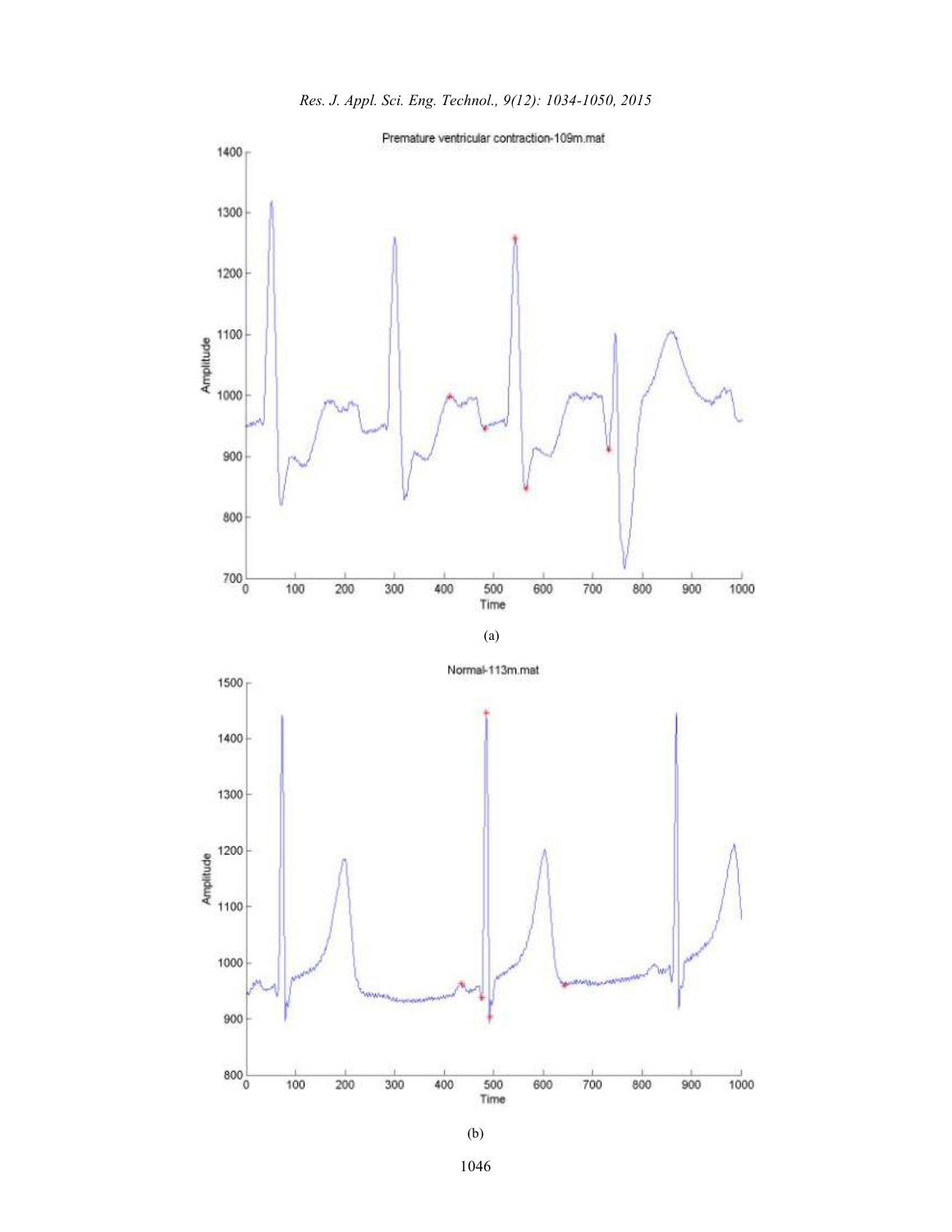(a)

(b)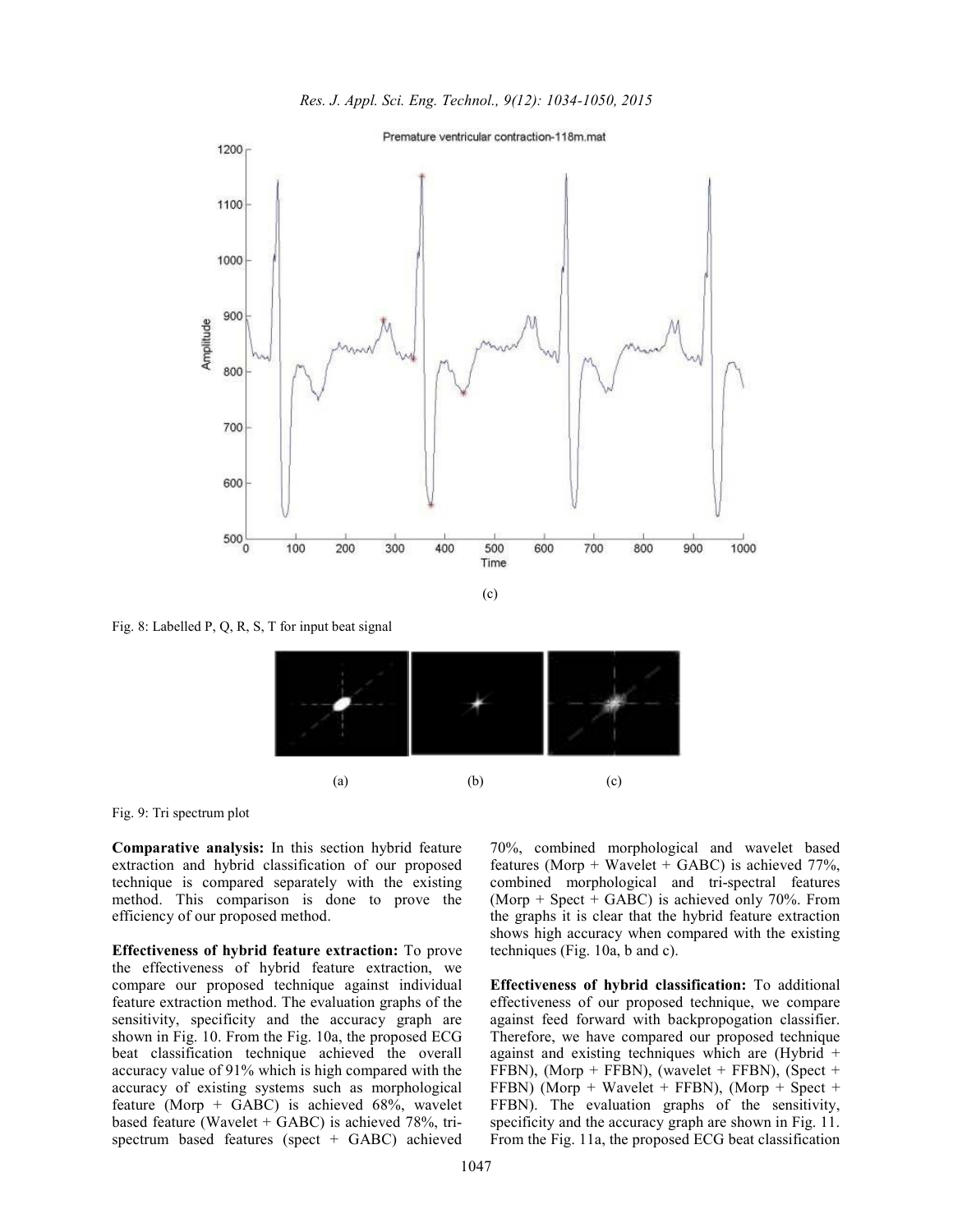(c)

Fig. 8: Labelled P, Q, R, S, T for input beat signal

(a) (b) (c)

Fig. 9: Tri spectrum plot

**Comparative analysis:** In this section hybrid feature extraction and hybrid classification of our proposed technique is compared separately with the existing method. This comparison is done to prove the efficiency of our proposed method.

**Effectiveness of hybrid feature extraction:** To prove the effectiveness of hybrid feature extraction, we compare our proposed technique against individual feature extraction method. The evaluation graphs of the sensitivity, specificity and the accuracy graph are shown in Fig. 10. From the Fig. 10a, the proposed ECG beat classification technique achieved the overall accuracy value of 91% which is high compared with the accuracy of existing systems such as morphological feature (Morp + GABC) is achieved 68%, wavelet based feature (Wavelet + GABC) is achieved 78%, tri-spectrum based features (spect + GABC) achieved 70%, combined morphological and wavelet based features (Morp + Wavelet + GABC) is achieved 77%, combined morphological and tri-spectral features (Morp + Spect + GABC) is achieved only 70%. From the graphs it is clear that the hybrid feature extraction shows high accuracy when compared with the existing techniques (Fig. 10a, b and c).

**Effectiveness of hybrid classification:** To additional effectiveness of our proposed technique, we compare against feed forward with backpropogation classifier. Therefore, we have compared our proposed technique against and existing techniques which are (Hybrid + FFBN), (Morp + FFBN), (wavelet + FFBN), (Spect + FFBN) (Morp + Wavelet + FFBN), (Morp + Spect + FFBN). The evaluation graphs of the sensitivity, specificity and the accuracy graph are shown in Fig. 11. From the Fig. 11a, the proposed ECG beat classification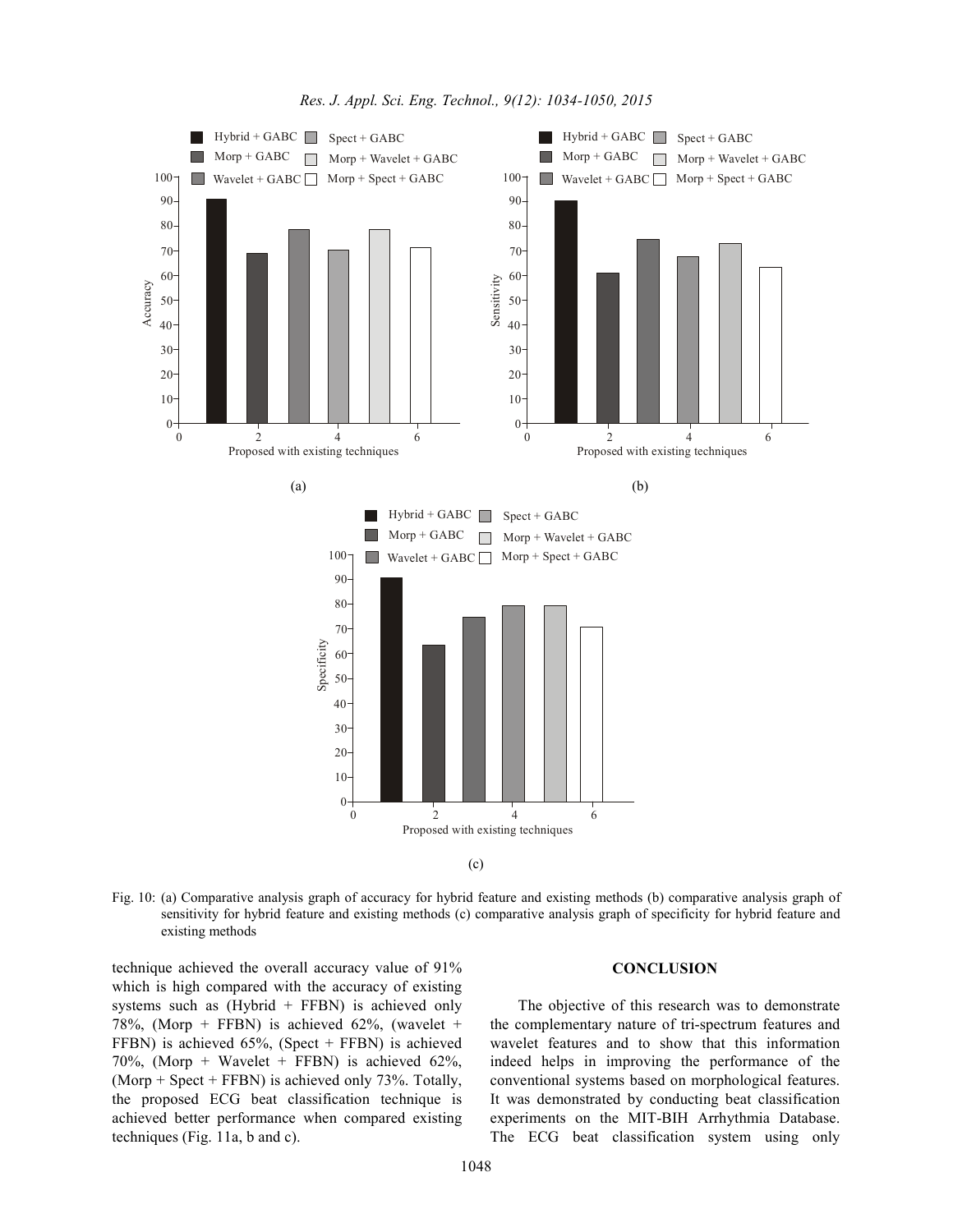Fig. 10: (a) Comparative analysis graph of accuracy for hybrid feature and existing methods (b) comparative analysis graph of sensitivity for hybrid feature and existing methods (c) comparative analysis graph of specificity for hybrid feature and existing methods

technique achieved the overall accuracy value of 91% which is high compared with the accuracy of existing systems such as (Hybrid + FFBN) is achieved only 78%, (Morp + FFBN) is achieved 62%, (wavelet + FFBN) is achieved 65%, (Spect + FFBN) is achieved 70%, (Morp + Wavelet + FFBN) is achieved 62%, (Morp + Spect + FFBN) is achieved only 73%. Totally, the proposed ECG beat classification technique is achieved better performance when compared existing techniques (Fig. 11a, b and c).

## CONCLUSION

The objective of this research was to demonstrate the complementary nature of tri-spectrum features and wavelet features and to show that this information indeed helps in improving the performance of the conventional systems based on morphological features. It was demonstrated by conducting beat classification experiments on the MIT-BIH Arrhythmia Database. The ECG beat classification system using only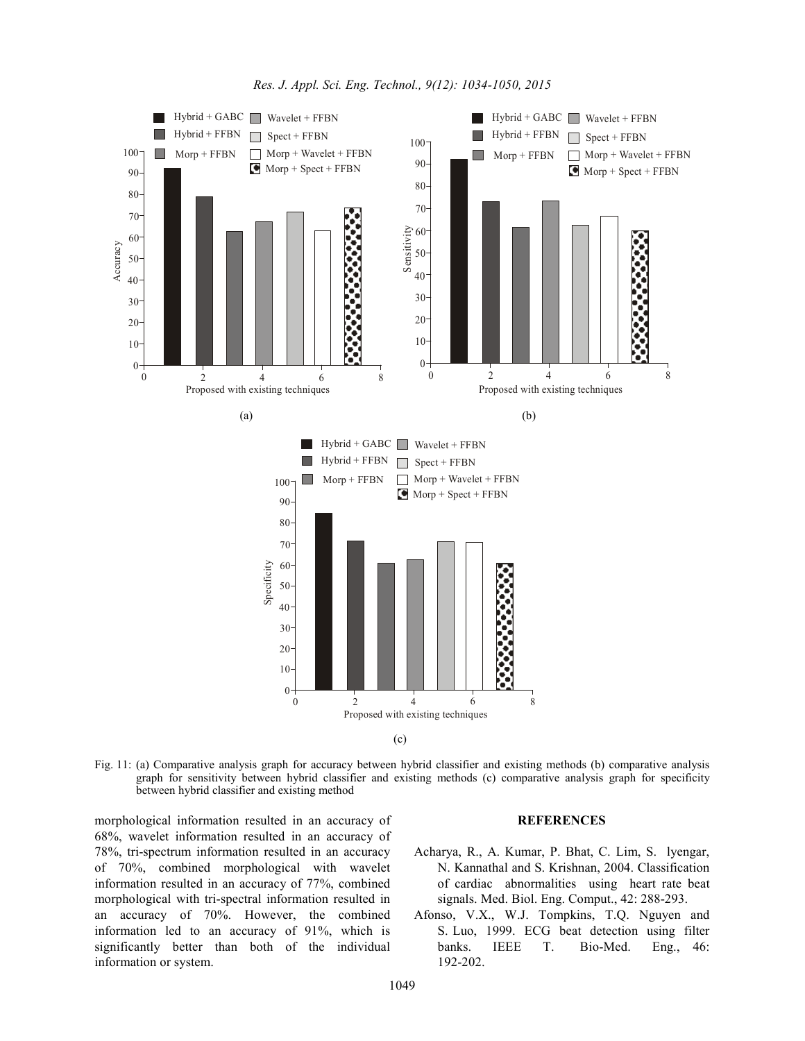Fig. 11: (a) Comparative analysis graph for accuracy between hybrid classifier and existing methods (b) comparative analysis graph for sensitivity between hybrid classifier and existing methods (c) comparative analysis graph for specificity between hybrid classifier and existing method

morphological information resulted in an accuracy of 68%, wavelet information resulted in an accuracy of 78%, tri-spectrum information resulted in an accuracy of 70%, combined morphological with wavelet information resulted in an accuracy of 77%, combined morphological with tri-spectral information resulted in an accuracy of 70%. However, the combined information led to an accuracy of 91%, which is significantly better than both of the individual information or system.

## REFERENCES

Acharya, R., A. Kumar, P. Bhat, C. Lim, S. lyengar, N. Kannathal and S. Krishnan, 2004. Classification of cardiac abnormalities using heart rate beat signals. Med. Biol. Eng. Comput., 42: 288-293.

Afonso, V.X., W.J. Tompkins, T.Q. Nguyen and S. Luo, 1999. ECG beat detection using filter banks. IEEE T. Bio-Med. Eng., 46: 192-202.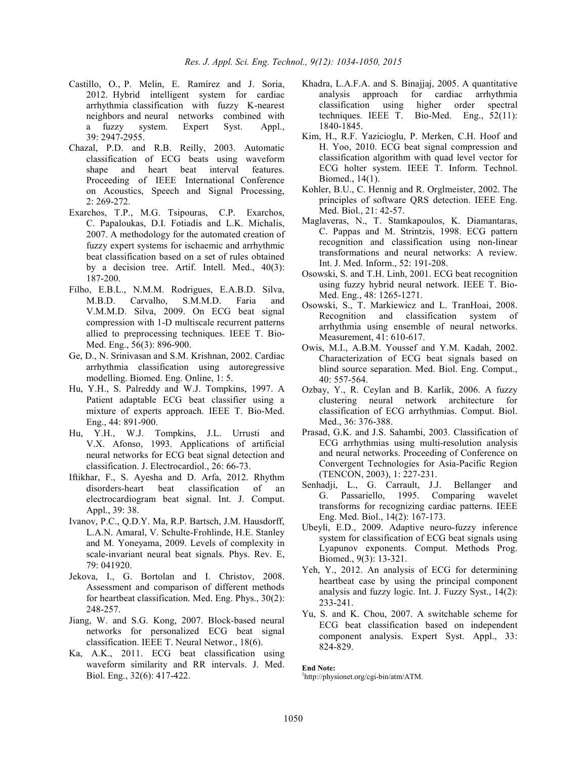Castillo, O., P. Melin, E. Ramírez and J. Soria, 2012. Hybrid intelligent system for cardiac arrhythmia classification with fuzzy K-nearest neighbors and neural networks combined with a fuzzy system. Expert Syst. Appl., 39: 2947-2955.

Chazal, P.D. and R.B. Reilly, 2003. Automatic classification of ECG beats using waveform shape and heart beat interval features. Proceeding of IEEE International Conference on Acoustics, Speech and Signal Processing, 2: 269-272.

Exarchos, T.P., M.G. Tsipouras, C.P. Exarchos, C. Papaloukas, D.I. Fotiadis and L.K. Michalis, 2007. A methodology for the automated creation of fuzzy expert systems for ischaemic and arrhythmic beat classification based on a set of rules obtained by a decision tree. Artif. Intell. Med., 40(3): 187-200.

Filho, E.B.L., N.M.M. Rodrigues, E.A.B.D. Silva, M.B.D. Carvalho, S.M.M.D. Faria and V.M.M.D. Silva, 2009. On ECG beat signal compression with 1-D multiscale recurrent patterns allied to preprocessing techniques. IEEE T. Bio-Med. Eng., 56(3): 896-900.

Ge, D., N. Srinivasan and S.M. Krishnan, 2002. Cardiac arrhythmia classification using autoregressive modelling. Biomed. Eng. Online, 1: 5.

Hu, Y.H., S. Palreddy and W.J. Tompkins, 1997. A Patient adaptable ECG beat classifier using a mixture of experts approach. IEEE T. Bio-Med. Eng., 44: 891-900.

Hu, Y.H., W.J. Tompkins, J.L. Urrusti and V.X. Afonso, 1993. Applications of artificial neural networks for ECG beat signal detection and classification. J. Electrocardiol., 26: 66-73.

Iftikhar, F., S. Ayesha and D. Arfa, 2012. Rhythm disorders-heart beat classification of an electrocardiogram beat signal. Int. J. Comput. Appl., 39: 38.

Ivanov, P.C., Q.D.Y. Ma, R.P. Bartsch, J.M. Hausdorff, L.A.N. Amaral, V. Schulte-Frohlinde, H.E. Stanley and M. Yoneyama, 2009. Levels of complexity in scale-invariant neural beat signals. Phys. Rev. E, 79: 041920.

Jekova, I., G. Bortolan and I. Christov, 2008. Assessment and comparison of different methods for heartbeat classification. Med. Eng. Phys., 30(2): 248-257.

Jiang, W. and S.G. Kong, 2007. Block-based neural networks for personalized ECG beat signal classification. IEEE T. Neural Networ., 18(6).

Ka, A.K., 2011. ECG beat classification using waveform similarity and RR intervals. J. Med. Biol. Eng., 32(6): 417-422.

Khadra, L.A.F.A. and S. Binajjaj, 2005. A quantitative analysis approach for cardiac arrhythmia classification using higher order spectral techniques. IEEE T. Bio-Med. Eng., 52(11): 1840-1845.

Kim, H., R.F. Yazicioglu, P. Merken, C.H. Hoof and H. Yoo, 2010. ECG beat signal compression and classification algorithm with quad level vector for ECG holter system. IEEE T. Inform. Technol. Biomed., 14(1).

Kohler, B.U., C. Hennig and R. Orglmeister, 2002. The principles of software QRS detection. IEEE Eng. Med. Biol., 21: 42-57.

Maglaveras, N., T. Stamkapoulos, K. Diamantaras, C. Pappas and M. Strintzis, 1998. ECG pattern recognition and classification using non-linear transformations and neural networks: A review. Int. J. Med. Inform., 52: 191-208.

Osowski, S. and T.H. Linh, 2001. ECG beat recognition using fuzzy hybrid neural network. IEEE T. Bio-Med. Eng., 48: 1265-1271.

Osowski, S., T. Markiewicz and L. TranHoai, 2008. Recognition and classification system of arrhythmia using ensemble of neural networks. Measurement, 41: 610-617.

Owis, M.I., A.B.M. Youssef and Y.M. Kadah, 2002. Characterization of ECG beat signals based on blind source separation. Med. Biol. Eng. Comput., 40: 557-564.

Ozbay, Y., R. Ceylan and B. Karlik, 2006. A fuzzy clustering neural network architecture for classification of ECG arrhythmias. Comput. Biol. Med., 36: 376-388.

Prasad, G.K. and J.S. Sahambi, 2003. Classification of ECG arrhythmias using multi-resolution analysis and neural networks. Proceeding of Conference on Convergent Technologies for Asia-Pacific Region (TENCON, 2003), 1: 227-231.

Senhadji, L., G. Carrault, J.J. Bellanger and G. Passariello, 1995. Comparing wavelet transforms for recognizing cardiac patterns. IEEE Eng. Med. Biol., 14(2): 167-173.

Ubeyli, E.D., 2009. Adaptive neuro-fuzzy inference system for classification of ECG beat signals using Lyapunov exponents. Comput. Methods Prog. Biomed., 9(3): 13-321.

Yeh, Y., 2012. An analysis of ECG for determining heartbeat case by using the principal component analysis and fuzzy logic. Int. J. Fuzzy Syst., 14(2): 233-241.

Yu, S. and K. Chou, 2007. A switchable scheme for ECG beat classification based on independent component analysis. Expert Syst. Appl., 33: 824-829.

**End Note:**

[1]http://physionet.org/cgi-bin/atm/ATM.